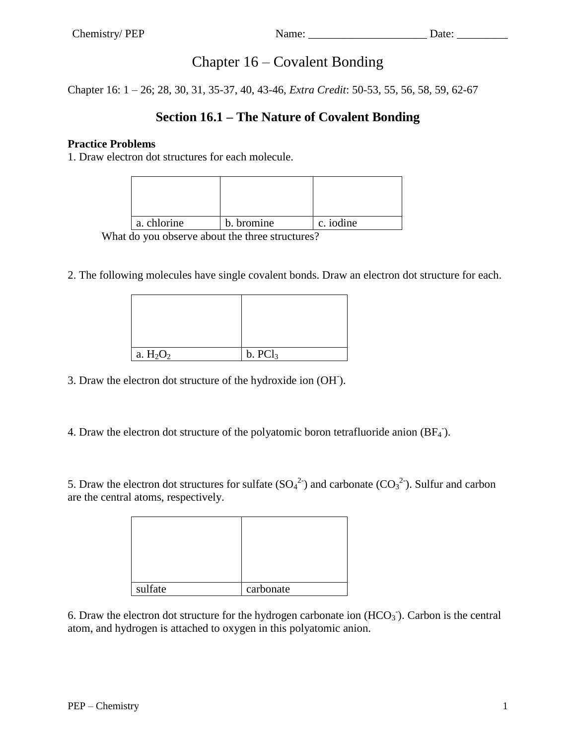Chemistry/ PEP Name: ____________________ Date: _________

# Chapter 16 – Covalent Bonding

Chapter 16: 1 – 26; 28, 30, 31, 35-37, 40, 43-46, *Extra Credit*: 50-53, 55, 56, 58, 59, 62-67

## Section 16.1 – The Nature of Covalent Bonding

**Practice Problems**

1. Draw electron dot structures for each molecule.

| | | |
|---|---|---|
| | | |
| a. chlorine | b. bromine | c. iodine |

What do you observe about the three structures?

2. The following molecules have single covalent bonds. Draw an electron dot structure for each.

| | |
|---|---|
| | |
| a. $H_2O_2$ | b. $PCl_3$ |

3. Draw the electron dot structure of the hydroxide ion ($OH^-$).

4. Draw the electron dot structure of the polyatomic boron tetrafluoride anion ($BF_4^-$).

5. Draw the electron dot structures for sulfate ($SO_4^{2-}$) and carbonate ($CO_3^{2-}$). Sulfur and carbon are the central atoms, respectively.

| | |
|---|---|
| | |
| sulfate | carbonate |

6. Draw the electron dot structure for the hydrogen carbonate ion ($HCO_3^-$). Carbon is the central atom, and hydrogen is attached to oxygen in this polyatomic anion.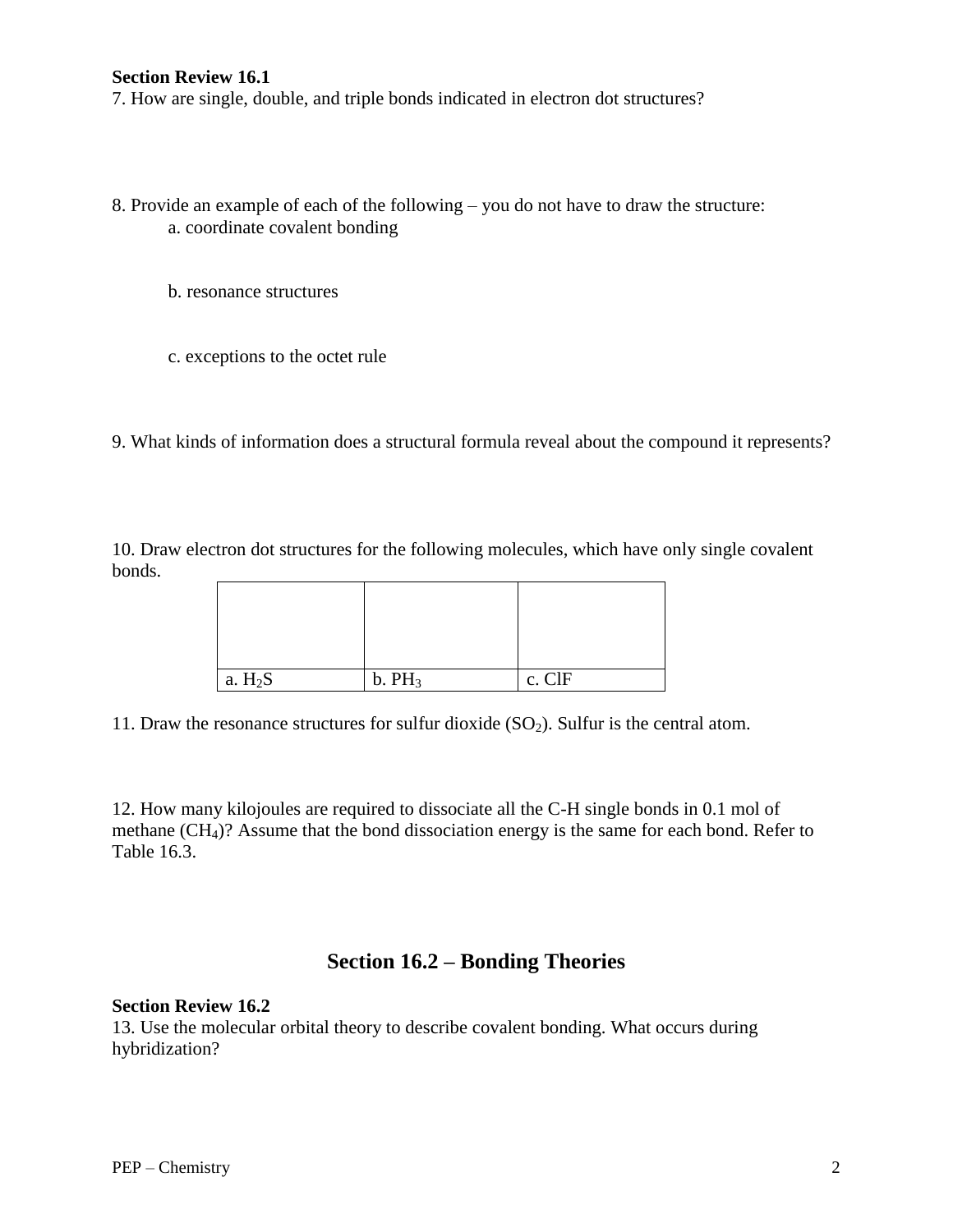**Section Review 16.1**

7. How are single, double, and triple bonds indicated in electron dot structures?

8. Provide an example of each of the following – you do not have to draw the structure:

   a. coordinate covalent bonding

   b. resonance structures

   c. exceptions to the octet rule

9. What kinds of information does a structural formula reveal about the compound it represents?

10. Draw electron dot structures for the following molecules, which have only single covalent bonds.

| | | |
|---|---|---|
| | | |
| a. $H_2S$ | b. $PH_3$ | c. ClF |

11. Draw the resonance structures for sulfur dioxide ($SO_2$). Sulfur is the central atom.

12. How many kilojoules are required to dissociate all the C-H single bonds in 0.1 mol of methane ($CH_4$)? Assume that the bond dissociation energy is the same for each bond. Refer to Table 16.3.

## Section 16.2 – Bonding Theories

**Section Review 16.2**

13. Use the molecular orbital theory to describe covalent bonding. What occurs during hybridization?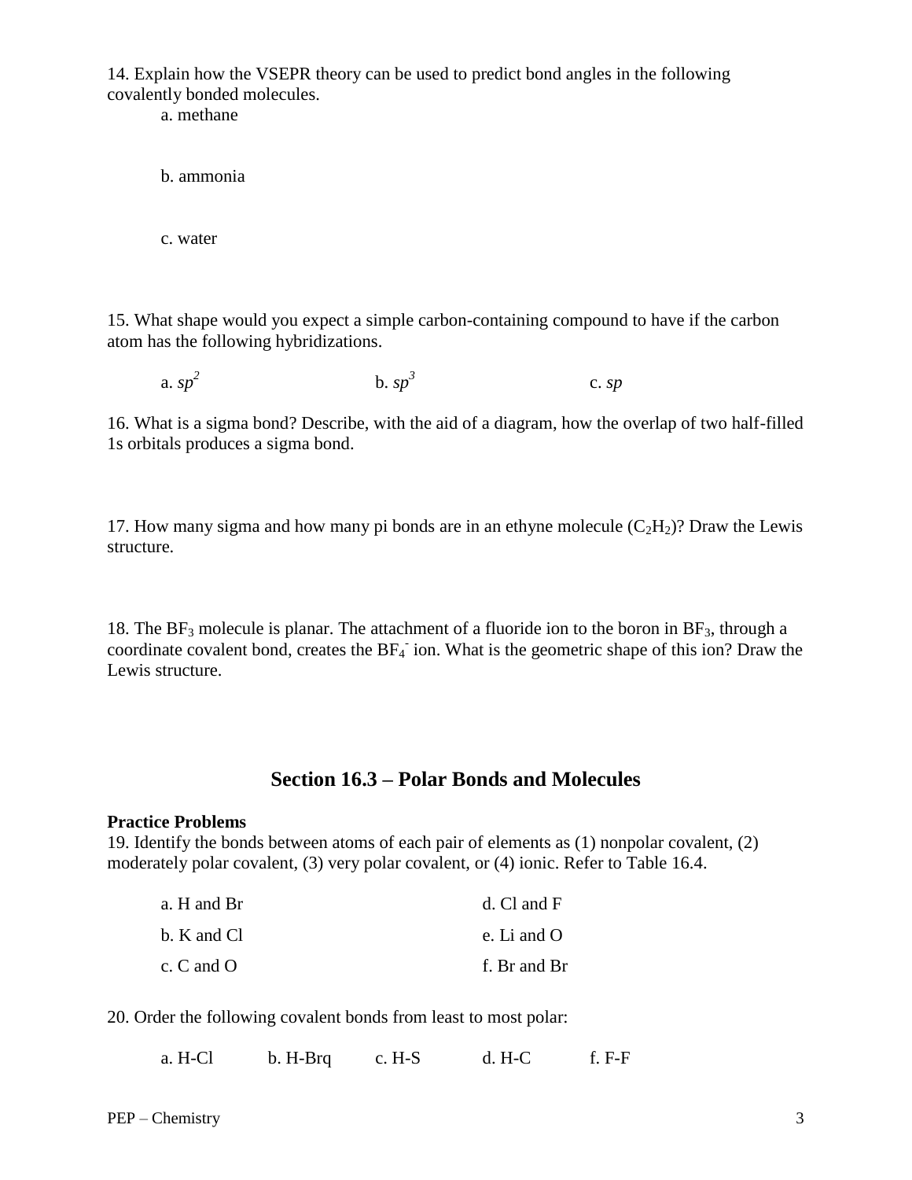14. Explain how the VSEPR theory can be used to predict bond angles in the following covalently bonded molecules.

   a. methane

   b. ammonia

   c. water

15. What shape would you expect a simple carbon-containing compound to have if the carbon atom has the following hybridizations.

   a. $sp^2$ b. $sp^3$ c. $sp$

16. What is a sigma bond? Describe, with the aid of a diagram, how the overlap of two half-filled 1s orbitals produces a sigma bond.

17. How many sigma and how many pi bonds are in an ethyne molecule ($C_2H_2$)? Draw the Lewis structure.

18. The $BF_3$ molecule is planar. The attachment of a fluoride ion to the boron in $BF_3$, through a coordinate covalent bond, creates the $BF_4^-$ ion. What is the geometric shape of this ion? Draw the Lewis structure.

## Section 16.3 – Polar Bonds and Molecules

**Practice Problems**

19. Identify the bonds between atoms of each pair of elements as (1) nonpolar covalent, (2) moderately polar covalent, (3) very polar covalent, or (4) ionic. Refer to Table 16.4.

   a. H and Br

   b. K and Cl

   c. C and O

   d. Cl and F

   e. Li and O

   f. Br and Br

20. Order the following covalent bonds from least to most polar:

   a. H-Cl b. H-Brq c. H-S d. H-C f. F-F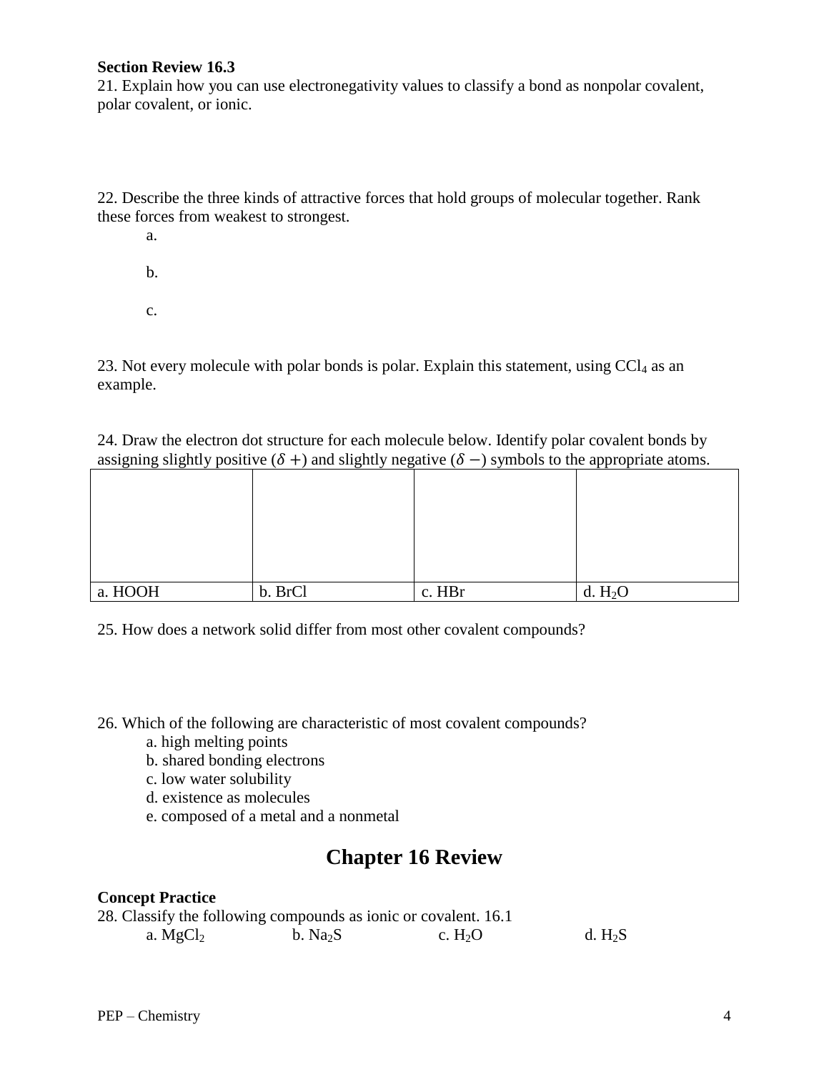**Section Review 16.3**

21. Explain how you can use electronegativity values to classify a bond as nonpolar covalent, polar covalent, or ionic.

22. Describe the three kinds of attractive forces that hold groups of molecular together. Rank these forces from weakest to strongest.

a.

b.

c.

23. Not every molecule with polar bonds is polar. Explain this statement, using $CCl_4$ as an example.

24. Draw the electron dot structure for each molecule below. Identify polar covalent bonds by assigning slightly positive ($\delta +$) and slightly negative ($\delta -$) symbols to the appropriate atoms.

| | | | |
|---|---|---|---|
| a. HOOH | b. BrCl | c. HBr | d. $H_2O$ |

25. How does a network solid differ from most other covalent compounds?

26. Which of the following are characteristic of most covalent compounds?

a. high melting points
b. shared bonding electrons
c. low water solubility
d. existence as molecules
e. composed of a metal and a nonmetal

## Chapter 16 Review

**Concept Practice**

28. Classify the following compounds as ionic or covalent. 16.1

a. $MgCl_2$ b. $Na_2S$ c. $H_2O$ d. $H_2S$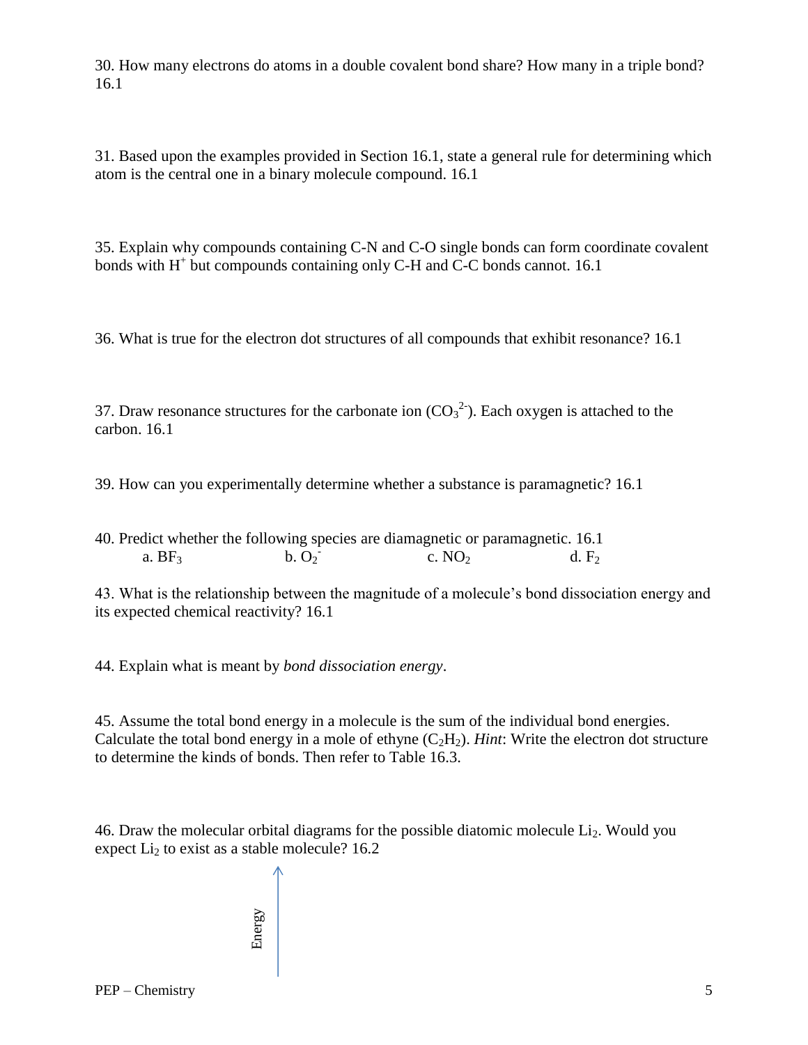30. How many electrons do atoms in a double covalent bond share? How many in a triple bond? 16.1

31. Based upon the examples provided in Section 16.1, state a general rule for determining which atom is the central one in a binary molecule compound. 16.1

35. Explain why compounds containing C-N and C-O single bonds can form coordinate covalent bonds with $H^+$ but compounds containing only C-H and C-C bonds cannot. 16.1

36. What is true for the electron dot structures of all compounds that exhibit resonance? 16.1

37. Draw resonance structures for the carbonate ion ($CO_3^{2-}$). Each oxygen is attached to the carbon. 16.1

39. How can you experimentally determine whether a substance is paramagnetic? 16.1

40. Predict whether the following species are diamagnetic or paramagnetic. 16.1

a. $BF_3$ b. $O_2^-$ c. $NO_2$ d. $F_2$

43. What is the relationship between the magnitude of a molecule's bond dissociation energy and its expected chemical reactivity? 16.1

44. Explain what is meant by *bond dissociation energy*.

45. Assume the total bond energy in a molecule is the sum of the individual bond energies. Calculate the total bond energy in a mole of ethyne ($C_2H_2$). *Hint*: Write the electron dot structure to determine the kinds of bonds. Then refer to Table 16.3.

46. Draw the molecular orbital diagrams for the possible diatomic molecule $Li_2$. Would you expect $Li_2$ to exist as a stable molecule? 16.2

Energy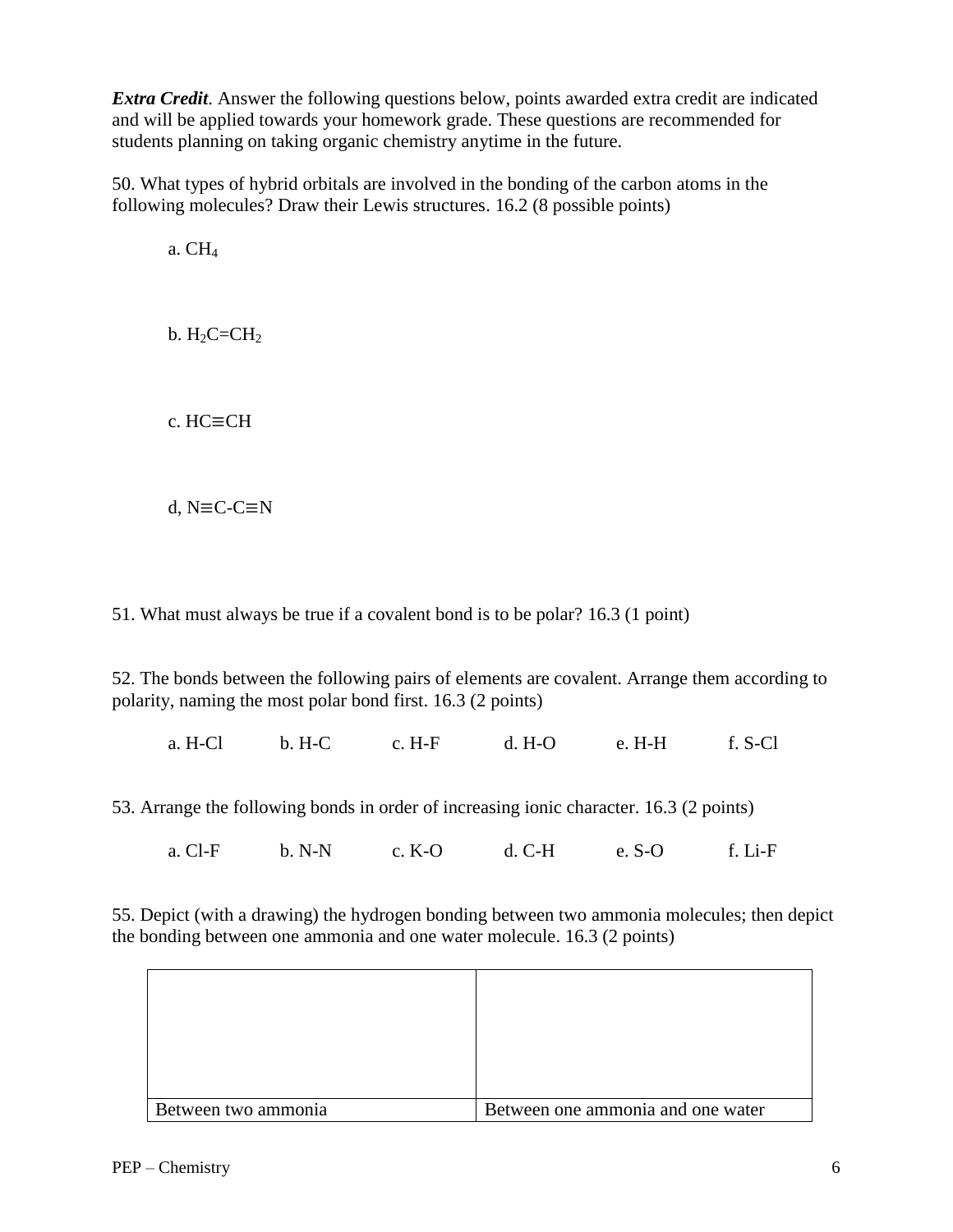***Extra Credit***. Answer the following questions below, points awarded extra credit are indicated and will be applied towards your homework grade. These questions are recommended for students planning on taking organic chemistry anytime in the future.

50. What types of hybrid orbitals are involved in the bonding of the carbon atoms in the following molecules? Draw their Lewis structures. 16.2 (8 possible points)

a. $CH_4$

b. $H_2C{=}CH_2$

c. $HC{\equiv}CH$

d, $N{\equiv}C{-}C{\equiv}N$

51. What must always be true if a covalent bond is to be polar? 16.3 (1 point)

52. The bonds between the following pairs of elements are covalent. Arrange them according to polarity, naming the most polar bond first. 16.3 (2 points)

a. H-Cl  b. H-C  c. H-F  d. H-O  e. H-H  f. S-Cl

53. Arrange the following bonds in order of increasing ionic character. 16.3 (2 points)

a. Cl-F  b. N-N  c. K-O  d. C-H  e. S-O  f. Li-F

55. Depict (with a drawing) the hydrogen bonding between two ammonia molecules; then depict the bonding between one ammonia and one water molecule. 16.3 (2 points)

| | |
|---|---|
| | |
| Between two ammonia | Between one ammonia and one water |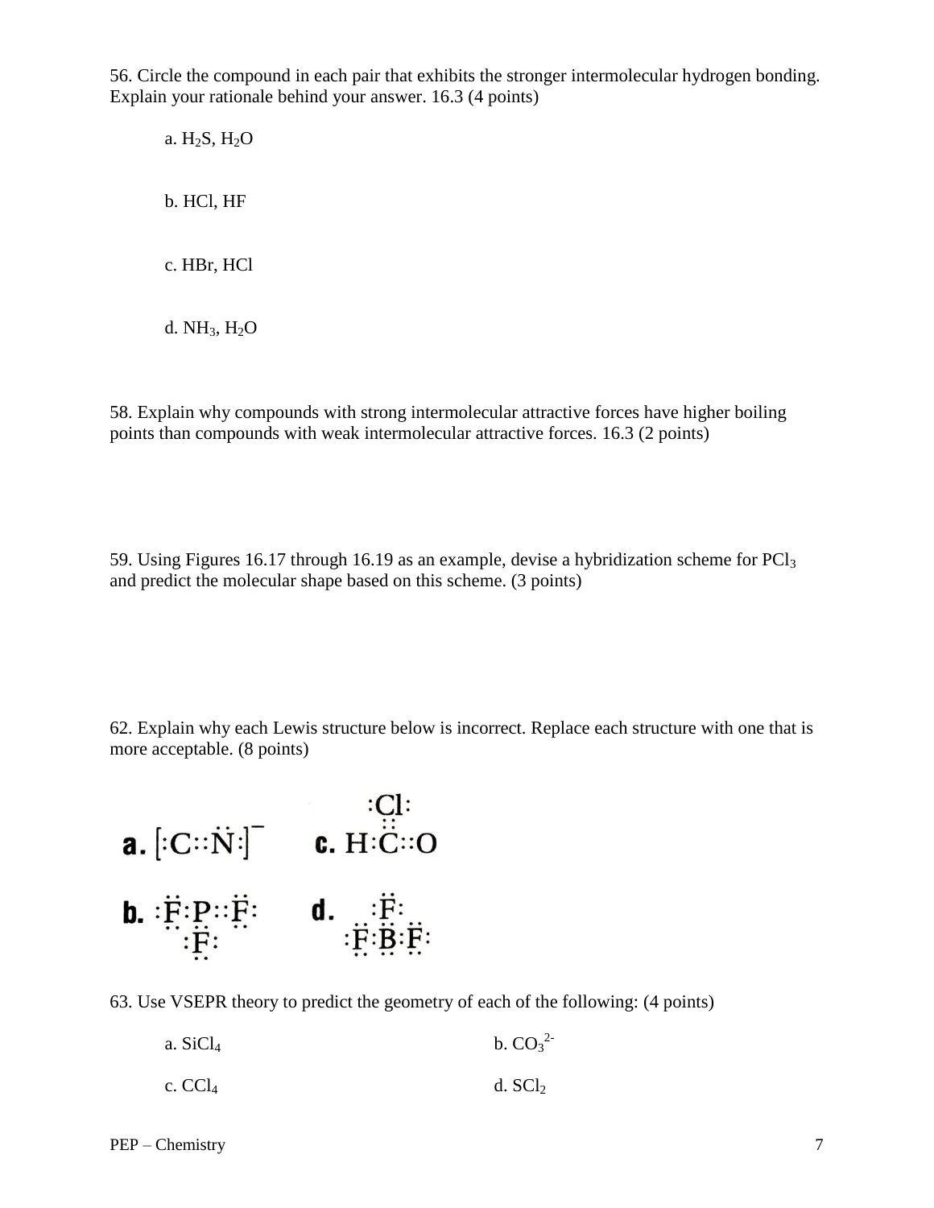56. Circle the compound in each pair that exhibits the stronger intermolecular hydrogen bonding. Explain your rationale behind your answer. 16.3 (4 points)

a. $H_2S$, $H_2O$

b. HCl, HF

c. HBr, HCl

d. $NH_3$, $H_2O$

58. Explain why compounds with strong intermolecular attractive forces have higher boiling points than compounds with weak intermolecular attractive forces. 16.3 (2 points)

59. Using Figures 16.17 through 16.19 as an example, devise a hybridization scheme for $PCl_3$ and predict the molecular shape based on this scheme. (3 points)

62. Explain why each Lewis structure below is incorrect. Replace each structure with one that is more acceptable. (8 points)

**a.** $[:C::\dot{N}:]^-$

**b.** :F:P::F: with :F: bonded below P

**c.** H:C::O with :Cl: bonded above C

**d.** :F:B:F: with :F: bonded above B

63. Use VSEPR theory to predict the geometry of each of the following: (4 points)

a. $SiCl_4$

b. $CO_3^{2-}$

c. $CCl_4$

d. $SCl_2$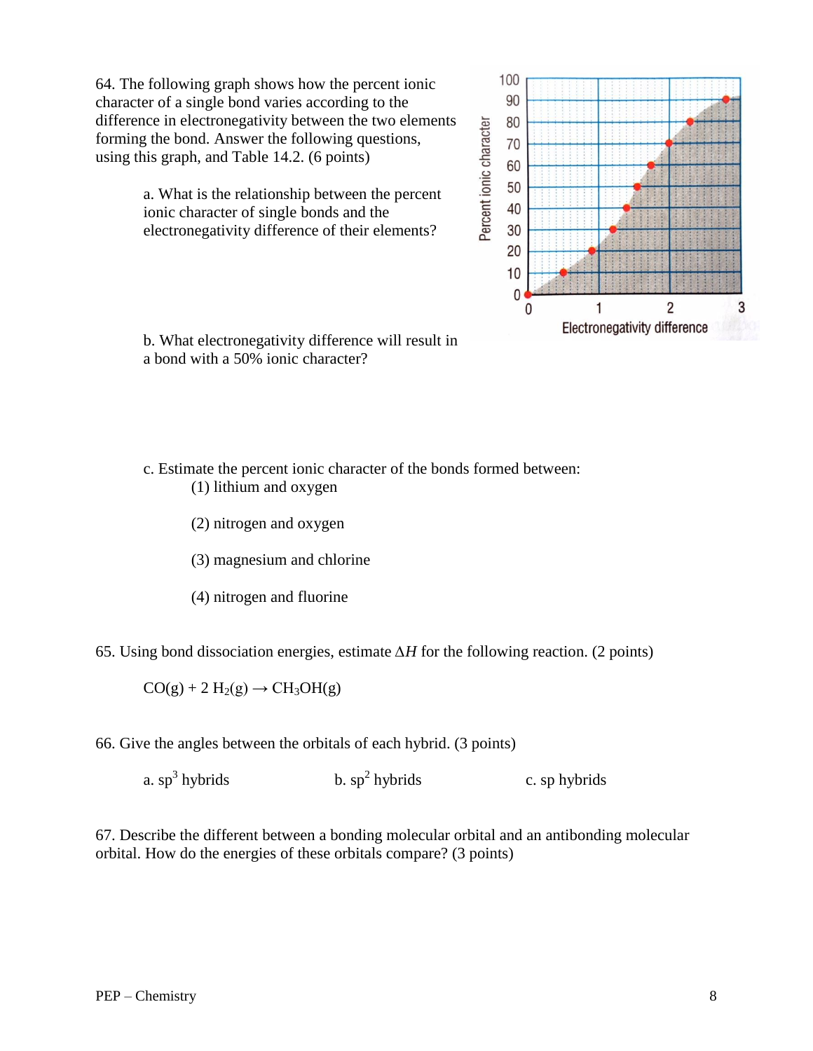64. The following graph shows how the percent ionic character of a single bond varies according to the difference in electronegativity between the two elements forming the bond. Answer the following questions, using this graph, and Table 14.2. (6 points)

Percent ionic character

100
90
80
70
60
50
40
30
20
10
0

0
1
2
3

Electronegativity difference

a. What is the relationship between the percent ionic character of single bonds and the electronegativity difference of their elements?

b. What electronegativity difference will result in a bond with a 50% ionic character?

c. Estimate the percent ionic character of the bonds formed between:

(1) lithium and oxygen

(2) nitrogen and oxygen

(3) magnesium and chlorine

(4) nitrogen and fluorine

65. Using bond dissociation energies, estimate $\Delta H$ for the following reaction. (2 points)

$$CO(g) + 2\ H_2(g) \rightarrow CH_3OH(g)$$

66. Give the angles between the orbitals of each hybrid. (3 points)

a. $sp^3$ hybrids

b. $sp^2$ hybrids

c. sp hybrids

67. Describe the different between a bonding molecular orbital and an antibonding molecular orbital. How do the energies of these orbitals compare? (3 points)